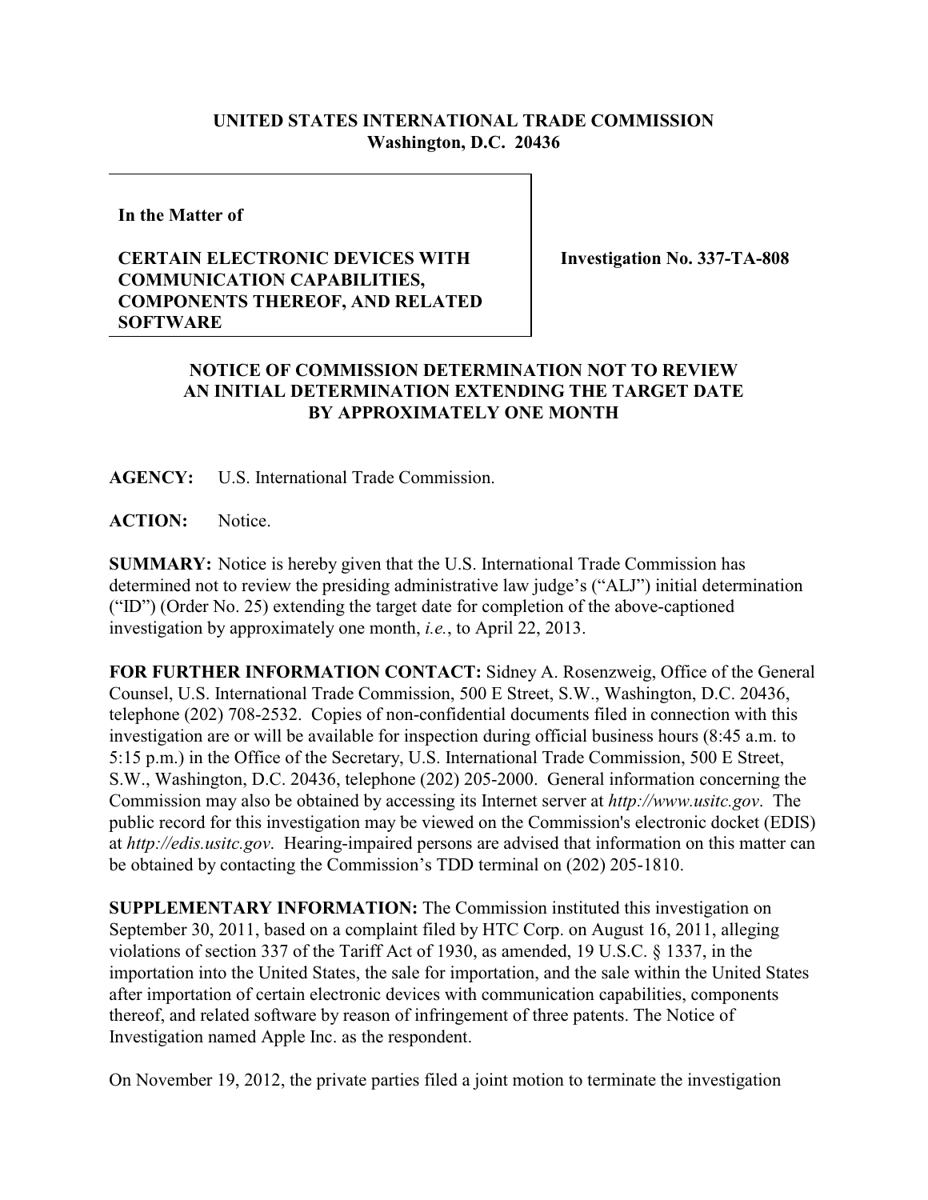**UNITED STATES INTERNATIONAL TRADE COMMISSION**
**Washington, D.C. 20436**

| **In the Matter of**<br><br>**CERTAIN ELECTRONIC DEVICES WITH COMMUNICATION CAPABILITIES, COMPONENTS THEREOF, AND RELATED SOFTWARE** | **Investigation No. 337-TA-808** |
|---|---|

**NOTICE OF COMMISSION DETERMINATION NOT TO REVIEW AN INITIAL DETERMINATION EXTENDING THE TARGET DATE BY APPROXIMATELY ONE MONTH**

**AGENCY:** U.S. International Trade Commission.

**ACTION:** Notice.

**SUMMARY:** Notice is hereby given that the U.S. International Trade Commission has determined not to review the presiding administrative law judge's ("ALJ") initial determination ("ID") (Order No. 25) extending the target date for completion of the above-captioned investigation by approximately one month, *i.e.*, to April 22, 2013.

**FOR FURTHER INFORMATION CONTACT:** Sidney A. Rosenzweig, Office of the General Counsel, U.S. International Trade Commission, 500 E Street, S.W., Washington, D.C. 20436, telephone (202) 708-2532. Copies of non-confidential documents filed in connection with this investigation are or will be available for inspection during official business hours (8:45 a.m. to 5:15 p.m.) in the Office of the Secretary, U.S. International Trade Commission, 500 E Street, S.W., Washington, D.C. 20436, telephone (202) 205-2000. General information concerning the Commission may also be obtained by accessing its Internet server at *http://www.usitc.gov*. The public record for this investigation may be viewed on the Commission's electronic docket (EDIS) at *http://edis.usitc.gov*. Hearing-impaired persons are advised that information on this matter can be obtained by contacting the Commission's TDD terminal on (202) 205-1810.

**SUPPLEMENTARY INFORMATION:** The Commission instituted this investigation on September 30, 2011, based on a complaint filed by HTC Corp. on August 16, 2011, alleging violations of section 337 of the Tariff Act of 1930, as amended, 19 U.S.C. § 1337, in the importation into the United States, the sale for importation, and the sale within the United States after importation of certain electronic devices with communication capabilities, components thereof, and related software by reason of infringement of three patents. The Notice of Investigation named Apple Inc. as the respondent.

On November 19, 2012, the private parties filed a joint motion to terminate the investigation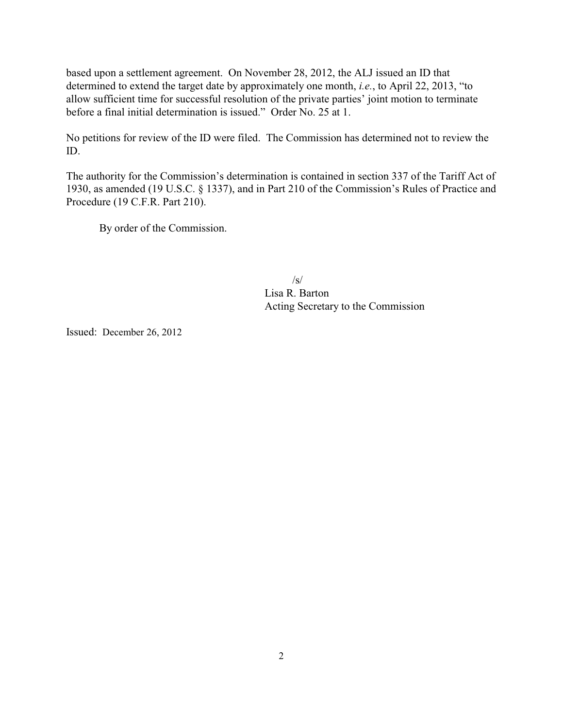based upon a settlement agreement. On November 28, 2012, the ALJ issued an ID that determined to extend the target date by approximately one month, *i.e.*, to April 22, 2013, "to allow sufficient time for successful resolution of the private parties' joint motion to terminate before a final initial determination is issued." Order No. 25 at 1.

No petitions for review of the ID were filed. The Commission has determined not to review the ID.

The authority for the Commission's determination is contained in section 337 of the Tariff Act of 1930, as amended (19 U.S.C. § 1337), and in Part 210 of the Commission's Rules of Practice and Procedure (19 C.F.R. Part 210).

By order of the Commission.

/s/
Lisa R. Barton
Acting Secretary to the Commission

Issued: December 26, 2012